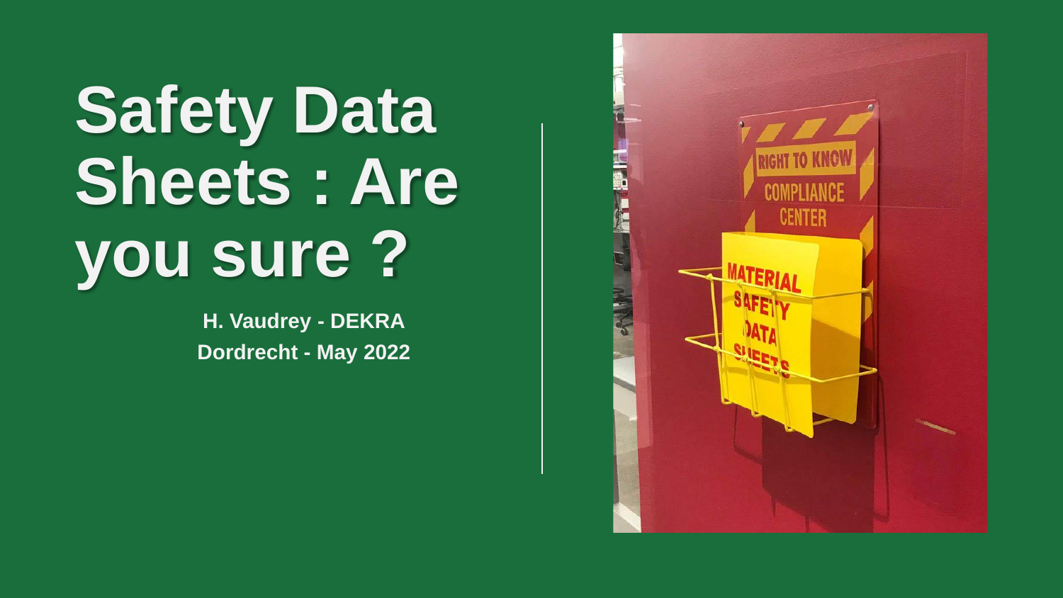# Safety Data Sheets : Are you sure ?

**H. Vaudrey - DEKRA**

**Dordrecht - May 2022**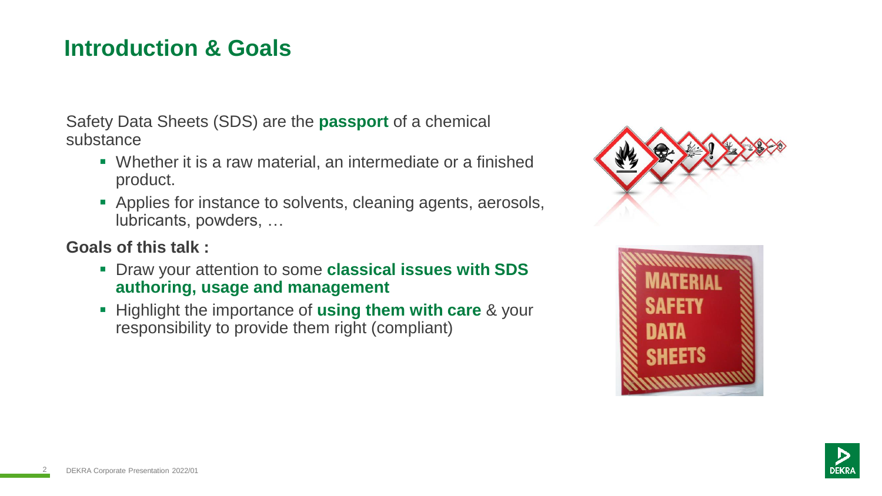# Introduction & Goals

Safety Data Sheets (SDS) are the **passport** of a chemical substance

- Whether it is a raw material, an intermediate or a finished product.
- Applies for instance to solvents, cleaning agents, aerosols, lubricants, powders, …

**Goals of this talk :**

- Draw your attention to some **classical issues with SDS authoring, usage and management**
- Highlight the importance of **using them with care** & your responsibility to provide them right (compliant)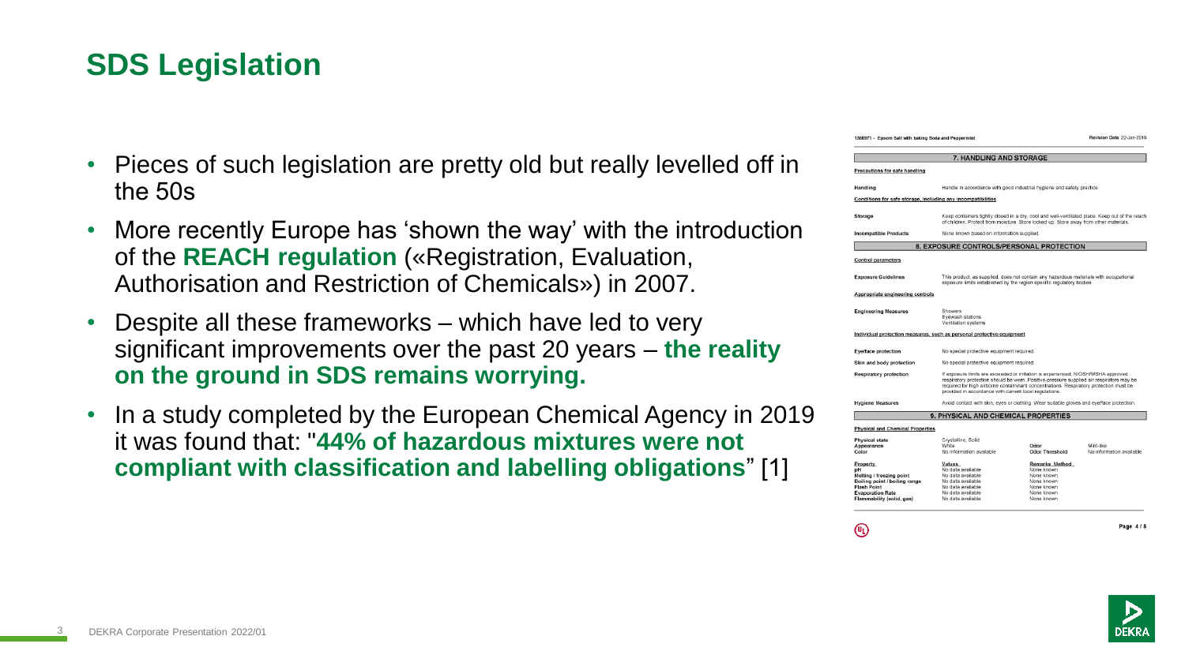# SDS Legislation

- Pieces of such legislation are pretty old but really levelled off in the 50s
- More recently Europe has 'shown the way' with the introduction of the **REACH regulation** («Registration, Evaluation, Authorisation and Restriction of Chemicals») in 2007.
- Despite all these frameworks – which have led to very significant improvements over the past 20 years – **the reality on the ground in SDS remains worrying.**
- In a study completed by the European Chemical Agency in 2019 it was found that: "**44% of hazardous mixtures were not compliant with classification and labelling obligations**" [1]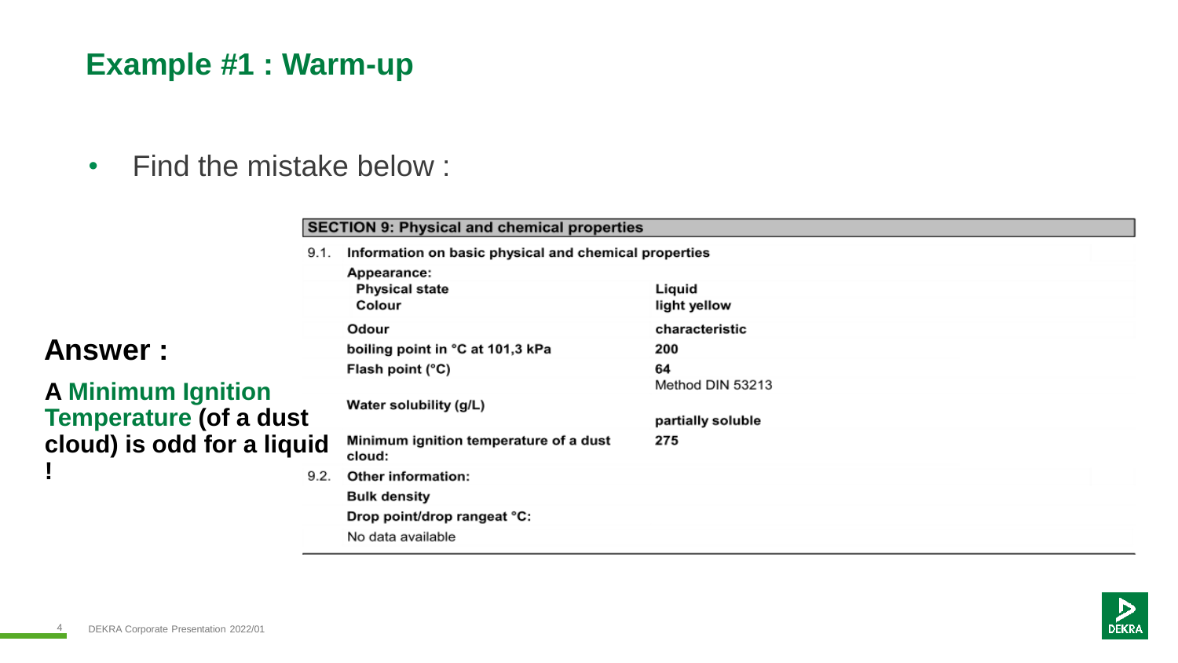# Example #1 : Warm-up

- Find the mistake below :

| SECTION 9: Physical and chemical properties | | |
|---|---|---|
| 9.1. | **Information on basic physical and chemical properties** | |
| | **Appearance:** | |
| | **Physical state** | **Liquid** |
| | **Colour** | **light yellow** |
| | **Odour** | **characteristic** |
| | **boiling point in °C at 101,3 kPa** | **200** |
| | **Flash point (°C)** | **64** Method DIN 53213 |
| | **Water solubility (g/L)** | **partially soluble** |
| | **Minimum ignition temperature of a dust cloud:** | **275** |
| 9.2. | **Other information:** | |
| | **Bulk density** | |
| | **Drop point/drop rangeat °C:** | |
| | No data available | |

## Answer :

**A Minimum Ignition Temperature (of a dust cloud) is odd for a liquid !**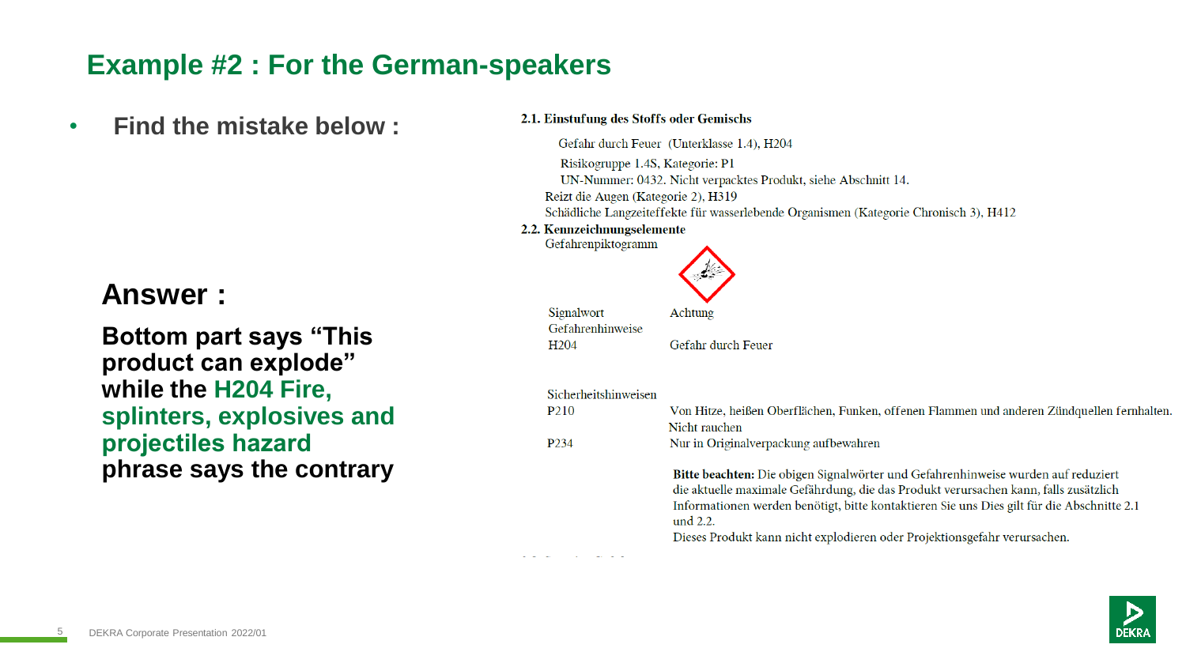# Example #2 : For the German-speakers

- **Find the mistake below :**

## Answer :

**Bottom part says "This product can explode" while the H204 Fire, splinters, explosives and projectiles hazard phrase says the contrary**

**2.1. Einstufung des Stoffs oder Gemischs**

Gefahr durch Feuer (Unterklasse 1.4), H204

Risikogruppe 1.4S, Kategorie: P1

UN-Nummer: 0432. Nicht verpacktes Produkt, siehe Abschnitt 14.

Reizt die Augen (Kategorie 2), H319

Schädliche Langzeiteffekte für wasserlebende Organismen (Kategorie Chronisch 3), H412

**2.2. Kennzeichnungselemente**

Gefahrenpiktogramm

| | |
|---|---|
| Signalwort | Achtung |
| Gefahrenhinweise | |
| H204 | Gefahr durch Feuer |
| Sicherheitshinweisen | |
| P210 | Von Hitze, heißen Oberflächen, Funken, offenen Flammen und anderen Zündquellen fernhalten. Nicht rauchen |
| P234 | Nur in Originalverpackung aufbewahren |

**Bitte beachten:** Die obigen Signalwörter und Gefahrenhinweise wurden auf reduziert die aktuelle maximale Gefährdung, die das Produkt verursachen kann, falls zusätzlich Informationen werden benötigt, bitte kontaktieren Sie uns Dies gilt für die Abschnitte 2.1 und 2.2.

Dieses Produkt kann nicht explodieren oder Projektionsgefahr verursachen.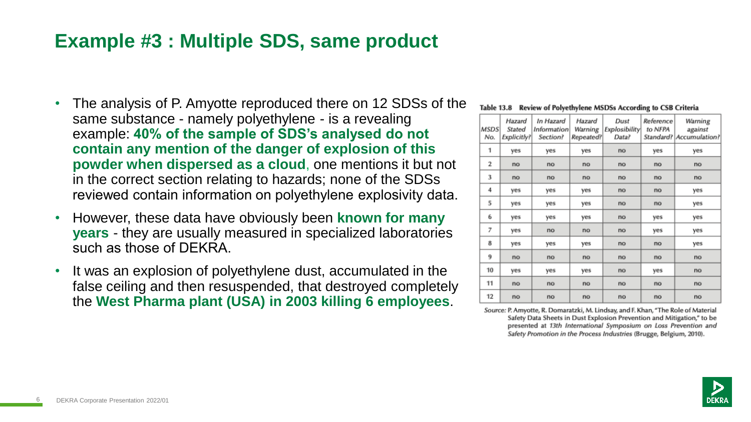# Example #3 : Multiple SDS, same product

- The analysis of P. Amyotte reproduced there on 12 SDSs of the same substance - namely polyethylene - is a revealing example: **40% of the sample of SDS's analysed do not contain any mention of the danger of explosion of this powder when dispersed as a cloud**, one mentions it but not in the correct section relating to hazards; none of the SDSs reviewed contain information on polyethylene explosivity data.
- However, these data have obviously been **known for many years** - they are usually measured in specialized laboratories such as those of DEKRA.
- It was an explosion of polyethylene dust, accumulated in the false ceiling and then resuspended, that destroyed completely the **West Pharma plant (USA) in 2003 killing 6 employees**.

**Table 13.8 Review of Polyethylene MSDSs According to CSB Criteria**

| *MSDS No.* | *Hazard Stated Explicitly?* | *In Hazard Information Section?* | *Hazard Warning Repeated?* | *Dust Explosibility Data?* | *Reference to NFPA Standard?* | *Warning against Accumulation?* |
|---|---|---|---|---|---|---|
| 1 | yes | yes | yes | no | yes | yes |
| 2 | no | no | no | no | no | no |
| 3 | no | no | no | no | no | no |
| 4 | yes | yes | yes | no | no | yes |
| 5 | yes | yes | yes | no | no | yes |
| 6 | yes | yes | yes | no | yes | yes |
| 7 | yes | no | no | no | yes | yes |
| 8 | yes | yes | yes | no | no | yes |
| 9 | no | no | no | no | no | no |
| 10 | yes | yes | yes | no | yes | no |
| 11 | no | no | no | no | no | no |
| 12 | no | no | no | no | no | no |

*Source:* P. Amyotte, R. Domaratzki, M. Lindsay, and F. Khan, "The Role of Material Safety Data Sheets in Dust Explosion Prevention and Mitigation," to be presented at *13th International Symposium on Loss Prevention and Safety Promotion in the Process Industries* (Brugge, Belgium, 2010).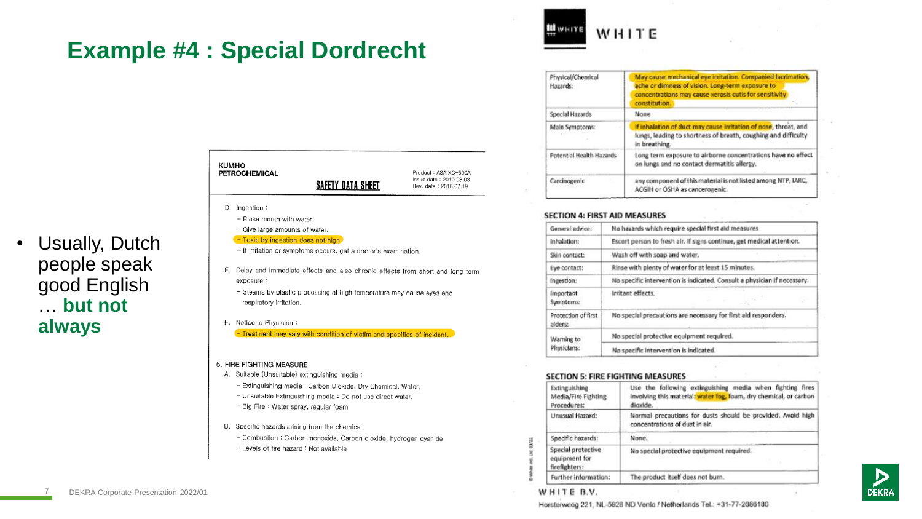# Example #4 : Special Dordrecht

- Usually, Dutch people speak good English … **but not always**

KUMHO PETROCHEMICAL

**SAFETY DATA SHEET**

Product : ASA XC-500A
Issue date : 2010.03.03
Rev. date : 2018.07.19

D. Ingestion :
- Rinse mouth with water.
- Give large amounts of water.
- Toxic by ingestion does not high.
- If irritation or symptoms occurs, get a doctor's examination.

E. Delay and immediate effects and also chronic effects from short and long term exposure :
- Steams by plastic processing at high temperature may cause eyes and respiratory irritation.

F. Notice to Physician :
- Treatment may vary with condition of victim and specifics of incident.

5. FIRE FIGHTING MEASURE

A. Suitable (Unsuitable) extinguishing media :
- Extinguishing media : Carbon Dioxide, Dry Chemical, Water.
- Unsuitable Extinguishing media : Do not use direct water.
- Big Fire : Water spray, regular foam

B. Specific hazards arising from the chemical
- Combustion : Carbon monoxide, Carbon dioxide, hydrogen cyanide
- Levels of fire hazard : Not available

WHITE

| Physical/Chemical Hazards: | May cause mechanical eye irritation. Companied lacrimation, ache or dimness of vision. Long-term exposure to concentrations may cause xerosis cutis for sensitivity constitution. |
|---|---|
| Special Hazards | None |
| Main Symptoms: | If inhalation of duct may cause irritation of nose, throat, and lungs, leading to shortness of breath, coughing and difficulty in breathing. |
| Potential Health Hazards | Long term exposure to airborne concentrations have no effect on lungs and no contact dermatitis allergy. |
| Carcinogenic | any component of this material is not listed among NTP, IARC, ACGIH or OSHA as cancerogenic. |

**SECTION 4: FIRST AID MEASURES**

| General advice: | No hazards which require special first aid measures |
|---|---|
| Inhalation: | Escort person to fresh air. If signs continue, get medical attention. |
| Skin contact: | Wash off with soap and water. |
| Eye contact: | Rinse with plenty of water for at least 15 minutes. |
| Ingestion: | No specific intervention is indicated. Consult a physician if necessary. |
| Important Symptoms: | Irritant effects. |
| Protection of first aiders: | No special precautions are necessary for first aid responders. |
| Warning to Physicians: | No special protective equipment required. |
| | No specific intervention is indicated. |

**SECTION 5: FIRE FIGHTING MEASURES**

| Extinguishing Media/Fire Fighting Procedures: | Use the following extinguishing media when fighting fires involving this material: water fog, foam, dry chemical, or carbon dioxide. |
|---|---|
| Unusual Hazard: | Normal precautions for dusts should be provided. Avoid high concentrations of dust in air. |
| Specific hazards: | None. |
| Special protective equipment for firefighters: | No special protective equipment required. |
| Further information: | The product itself does not burn. |

WHITE B.V.
Horsterweg 221, NL-5928 ND Venlo / Netherlands Tel.: +31-77-2086180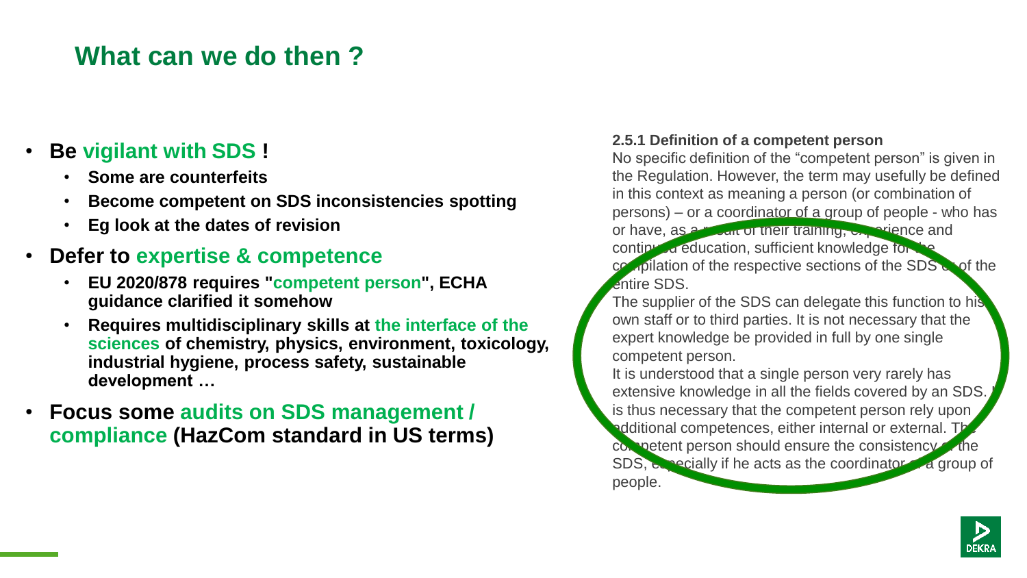## What can we do then ?

- **Be vigilant with SDS !**
  - **Some are counterfeits**
  - **Become competent on SDS inconsistencies spotting**
  - **Eg look at the dates of revision**
- **Defer to expertise & competence**
  - **EU 2020/878 requires "competent person", ECHA guidance clarified it somehow**
  - **Requires multidisciplinary skills at the interface of the sciences of chemistry, physics, environment, toxicology, industrial hygiene, process safety, sustainable development …**
- **Focus some audits on SDS management / compliance (HazCom standard in US terms)**

**2.5.1 Definition of a competent person**

No specific definition of the "competent person" is given in the Regulation. However, the term may usefully be defined in this context as meaning a person (or combination of persons) – or a coordinator of a group of people - who has or have, as a result of their training, experience and continued education, sufficient knowledge for the compilation of the respective sections of the SDS or of the entire SDS.

The supplier of the SDS can delegate this function to his own staff or to third parties. It is not necessary that the expert knowledge be provided in full by one single competent person.

It is understood that a single person very rarely has extensive knowledge in all the fields covered by an SDS. It is thus necessary that the competent person rely upon additional competences, either internal or external. The competent person should ensure the consistency of the SDS, especially if he acts as the coordinator of a group of people.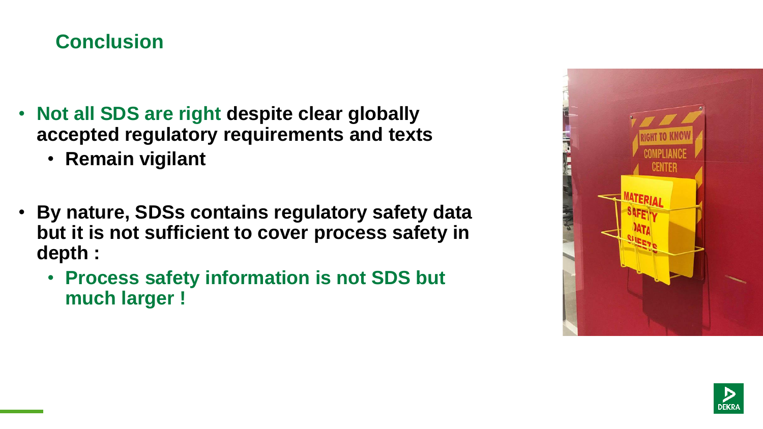## Conclusion

- **Not all SDS are right despite clear globally accepted regulatory requirements and texts**
  - **Remain vigilant**
- **By nature, SDSs contains regulatory safety data but it is not sufficient to cover process safety in depth :**
  - **Process safety information is not SDS but much larger !**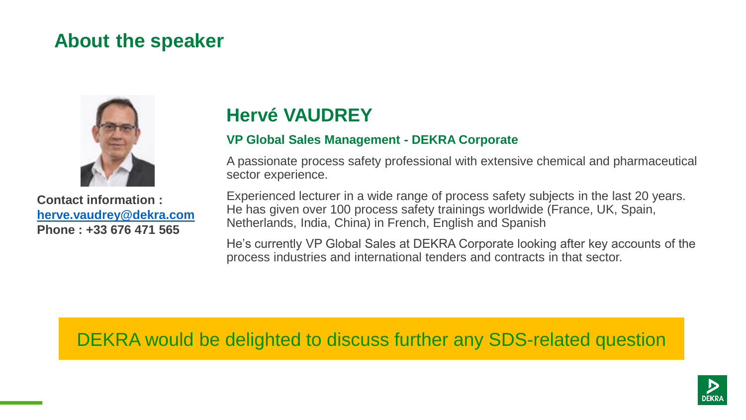# About the speaker

**Contact information :**
**herve.vaudrey@dekra.com**
**Phone : +33 676 471 565**

## Hervé VAUDREY

**VP Global Sales Management - DEKRA Corporate**

A passionate process safety professional with extensive chemical and pharmaceutical sector experience.

Experienced lecturer in a wide range of process safety subjects in the last 20 years. He has given over 100 process safety trainings worldwide (France, UK, Spain, Netherlands, India, China) in French, English and Spanish

He's currently VP Global Sales at DEKRA Corporate looking after key accounts of the process industries and international tenders and contracts in that sector.

DEKRA would be delighted to discuss further any SDS-related question